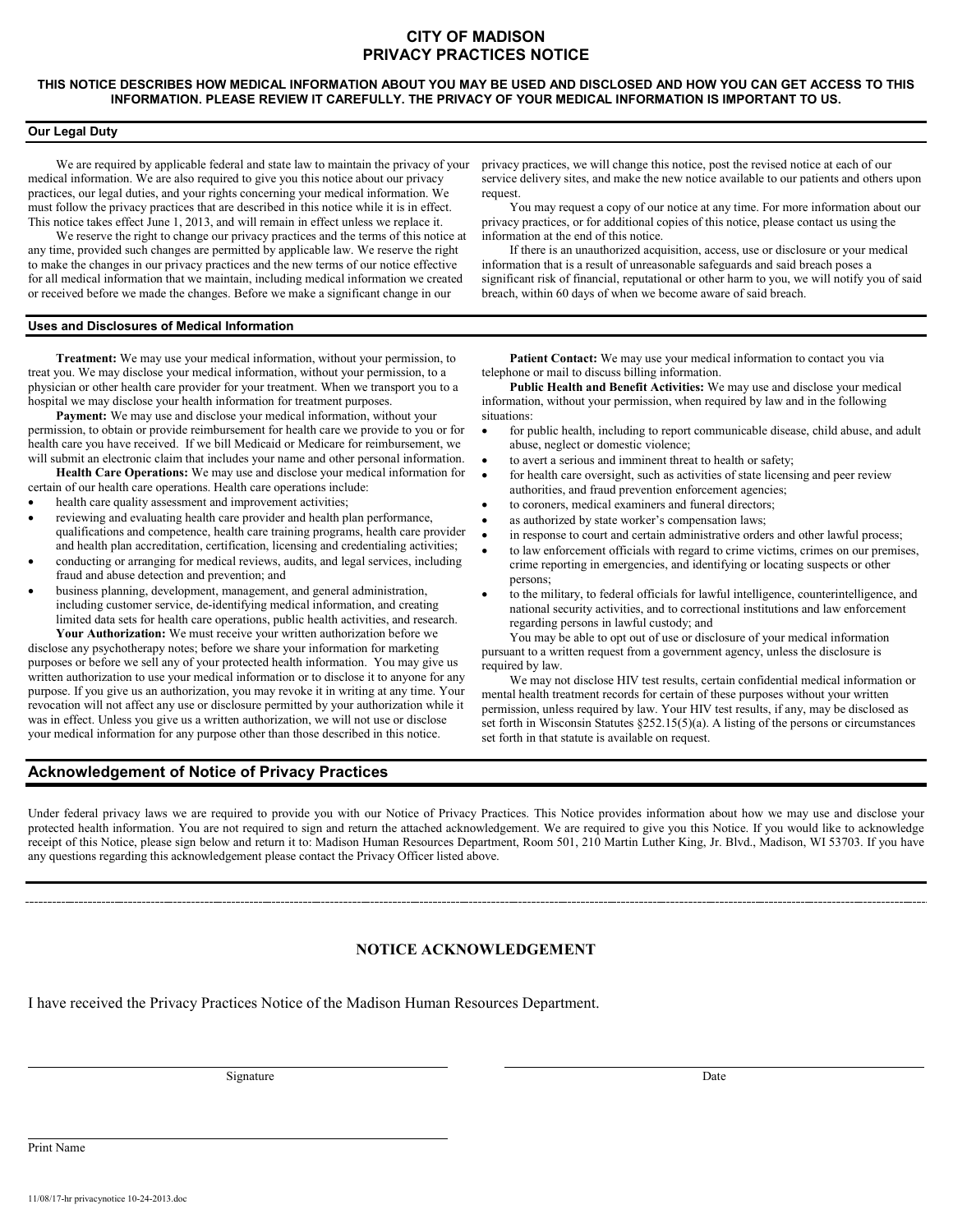# CITY OF MADISON
# PRIVACY PRACTICES NOTICE

**THIS NOTICE DESCRIBES HOW MEDICAL INFORMATION ABOUT YOU MAY BE USED AND DISCLOSED AND HOW YOU CAN GET ACCESS TO THIS INFORMATION. PLEASE REVIEW IT CAREFULLY. THE PRIVACY OF YOUR MEDICAL INFORMATION IS IMPORTANT TO US.**

## Our Legal Duty

We are required by applicable federal and state law to maintain the privacy of your medical information. We are also required to give you this notice about our privacy practices, our legal duties, and your rights concerning your medical information. We must follow the privacy practices that are described in this notice while it is in effect. This notice takes effect June 1, 2013, and will remain in effect unless we replace it.

We reserve the right to change our privacy practices and the terms of this notice at any time, provided such changes are permitted by applicable law. We reserve the right to make the changes in our privacy practices and the new terms of our notice effective for all medical information that we maintain, including medical information we created or received before we made the changes. Before we make a significant change in our privacy practices, we will change this notice, post the revised notice at each of our service delivery sites, and make the new notice available to our patients and others upon request.

You may request a copy of our notice at any time. For more information about our privacy practices, or for additional copies of this notice, please contact us using the information at the end of this notice.

If there is an unauthorized acquisition, access, use or disclosure or your medical information that is a result of unreasonable safeguards and said breach poses a significant risk of financial, reputational or other harm to you, we will notify you of said breach, within 60 days of when we become aware of said breach.

## Uses and Disclosures of Medical Information

**Treatment:** We may use your medical information, without your permission, to treat you. We may disclose your medical information, without your permission, to a physician or other health care provider for your treatment. When we transport you to a hospital we may disclose your health information for treatment purposes.

**Payment:** We may use and disclose your medical information, without your permission, to obtain or provide reimbursement for health care we provide to you or for health care you have received. If we bill Medicaid or Medicare for reimbursement, we will submit an electronic claim that includes your name and other personal information.

**Health Care Operations:** We may use and disclose your medical information for certain of our health care operations. Health care operations include:

- health care quality assessment and improvement activities;
- reviewing and evaluating health care provider and health plan performance, qualifications and competence, health care training programs, health care provider and health plan accreditation, certification, licensing and credentialing activities;
- conducting or arranging for medical reviews, audits, and legal services, including fraud and abuse detection and prevention; and
- business planning, development, management, and general administration, including customer service, de-identifying medical information, and creating limited data sets for health care operations, public health activities, and research.

**Your Authorization:** We must receive your written authorization before we disclose any psychotherapy notes; before we share your information for marketing purposes or before we sell any of your protected health information. You may give us written authorization to use your medical information or to disclose it to anyone for any purpose. If you give us an authorization, you may revoke it in writing at any time. Your revocation will not affect any use or disclosure permitted by your authorization while it was in effect. Unless you give us a written authorization, we will not use or disclose your medical information for any purpose other than those described in this notice.

**Patient Contact:** We may use your medical information to contact you via telephone or mail to discuss billing information.

**Public Health and Benefit Activities:** We may use and disclose your medical information, without your permission, when required by law and in the following situations:

- for public health, including to report communicable disease, child abuse, and adult abuse, neglect or domestic violence;
- to avert a serious and imminent threat to health or safety;
- for health care oversight, such as activities of state licensing and peer review authorities, and fraud prevention enforcement agencies;
- to coroners, medical examiners and funeral directors;
- as authorized by state worker's compensation laws;
- in response to court and certain administrative orders and other lawful process;
- to law enforcement officials with regard to crime victims, crimes on our premises, crime reporting in emergencies, and identifying or locating suspects or other persons;
- to the military, to federal officials for lawful intelligence, counterintelligence, and national security activities, and to correctional institutions and law enforcement regarding persons in lawful custody; and

You may be able to opt out of use or disclosure of your medical information pursuant to a written request from a government agency, unless the disclosure is required by law.

We may not disclose HIV test results, certain confidential medical information or mental health treatment records for certain of these purposes without your written permission, unless required by law. Your HIV test results, if any, may be disclosed as set forth in Wisconsin Statutes §252.15(5)(a). A listing of the persons or circumstances set forth in that statute is available on request.

## Acknowledgement of Notice of Privacy Practices

Under federal privacy laws we are required to provide you with our Notice of Privacy Practices. This Notice provides information about how we may use and disclose your protected health information. You are not required to sign and return the attached acknowledgement. We are required to give you this Notice. If you would like to acknowledge receipt of this Notice, please sign below and return it to: Madison Human Resources Department, Room 501, 210 Martin Luther King, Jr. Blvd., Madison, WI 53703. If you have any questions regarding this acknowledgement please contact the Privacy Officer listed above.

---

## NOTICE ACKNOWLEDGEMENT

I have received the Privacy Practices Notice of the Madison Human Resources Department.

_______________________________ Signature

_______________________________ Date

_______________________________ Print Name

11/08/17-hr privacynotice 10-24-2013.doc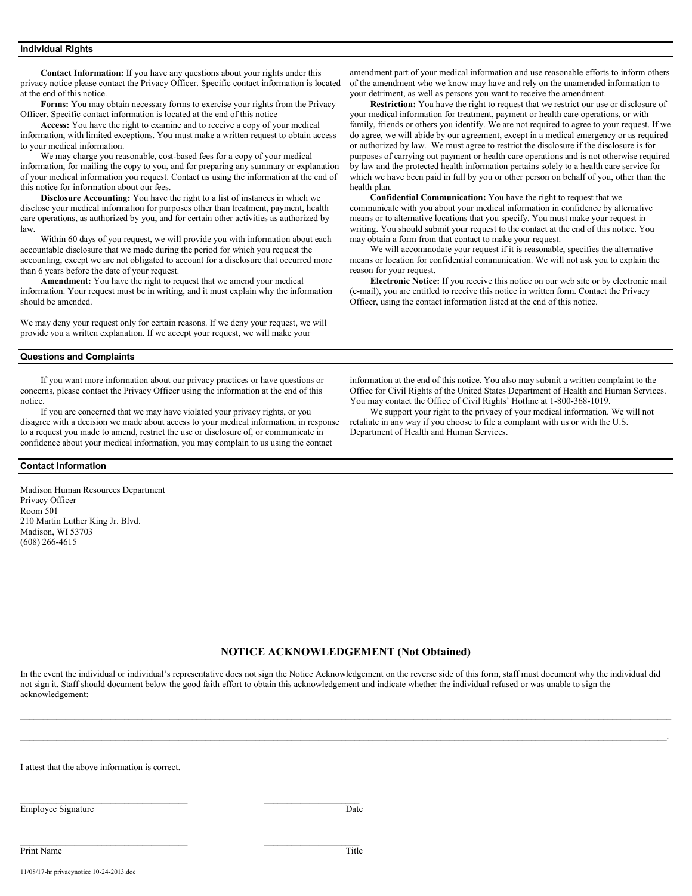## Individual Rights

**Contact Information:** If you have any questions about your rights under this privacy notice please contact the Privacy Officer. Specific contact information is located at the end of this notice.

**Forms:** You may obtain necessary forms to exercise your rights from the Privacy Officer. Specific contact information is located at the end of this notice

**Access:** You have the right to examine and to receive a copy of your medical information, with limited exceptions. You must make a written request to obtain access to your medical information.

We may charge you reasonable, cost-based fees for a copy of your medical information, for mailing the copy to you, and for preparing any summary or explanation of your medical information you request. Contact us using the information at the end of this notice for information about our fees.

**Disclosure Accounting:** You have the right to a list of instances in which we disclose your medical information for purposes other than treatment, payment, health care operations, as authorized by you, and for certain other activities as authorized by law.

Within 60 days of you request, we will provide you with information about each accountable disclosure that we made during the period for which you request the accounting, except we are not obligated to account for a disclosure that occurred more than 6 years before the date of your request.

**Amendment:** You have the right to request that we amend your medical information. Your request must be in writing, and it must explain why the information should be amended.

We may deny your request only for certain reasons. If we deny your request, we will provide you a written explanation. If we accept your request, we will make your amendment part of your medical information and use reasonable efforts to inform others of the amendment who we know may have and rely on the unamended information to your detriment, as well as persons you want to receive the amendment.

**Restriction:** You have the right to request that we restrict our use or disclosure of your medical information for treatment, payment or health care operations, or with family, friends or others you identify. We are not required to agree to your request. If we do agree, we will abide by our agreement, except in a medical emergency or as required or authorized by law. We must agree to restrict the disclosure if the disclosure is for purposes of carrying out payment or health care operations and is not otherwise required by law and the protected health information pertains solely to a health care service for which we have been paid in full by you or other person on behalf of you, other than the health plan.

**Confidential Communication:** You have the right to request that we communicate with you about your medical information in confidence by alternative means or to alternative locations that you specify. You must make your request in writing. You should submit your request to the contact at the end of this notice. You may obtain a form from that contact to make your request.

We will accommodate your request if it is reasonable, specifies the alternative means or location for confidential communication. We will not ask you to explain the reason for your request.

**Electronic Notice:** If you receive this notice on our web site or by electronic mail (e-mail), you are entitled to receive this notice in written form. Contact the Privacy Officer, using the contact information listed at the end of this notice.

## Questions and Complaints

If you want more information about our privacy practices or have questions or concerns, please contact the Privacy Officer using the information at the end of this notice.

If you are concerned that we may have violated your privacy rights, or you disagree with a decision we made about access to your medical information, in response to a request you made to amend, restrict the use or disclosure of, or communicate in confidence about your medical information, you may complain to us using the contact information at the end of this notice. You also may submit a written complaint to the Office for Civil Rights of the United States Department of Health and Human Services. You may contact the Office of Civil Rights' Hotline at 1-800-368-1019.

We support your right to the privacy of your medical information. We will not retaliate in any way if you choose to file a complaint with us or with the U.S. Department of Health and Human Services.

## Contact Information

Madison Human Resources Department
Privacy Officer
Room 501
210 Martin Luther King Jr. Blvd.
Madison, WI 53703
(608) 266-4615

---

## NOTICE ACKNOWLEDGEMENT (Not Obtained)

In the event the individual or individual's representative does not sign the Notice Acknowledgement on the reverse side of this form, staff must document why the individual did not sign it. Staff should document below the good faith effort to obtain this acknowledgement and indicate whether the individual refused or was unable to sign the acknowledgement:

\_\_\_\_\_\_\_\_\_\_\_\_\_\_\_\_\_\_\_\_\_\_\_\_\_\_\_\_\_\_\_\_\_\_\_\_\_\_\_\_\_\_\_\_\_\_\_\_\_\_\_\_\_\_\_\_\_\_\_\_\_\_\_\_\_\_\_\_\_\_\_\_\_\_\_\_\_\_

\_\_\_\_\_\_\_\_\_\_\_\_\_\_\_\_\_\_\_\_\_\_\_\_\_\_\_\_\_\_\_\_\_\_\_\_\_\_\_\_\_\_\_\_\_\_\_\_\_\_\_\_\_\_\_\_\_\_\_\_\_\_\_\_\_\_\_\_\_\_\_\_\_\_\_\_\_\_.

I attest that the above information is correct.

\_\_\_\_\_\_\_\_\_\_\_\_\_\_\_\_\_\_\_\_\_\_\_\_\_\_\_\_\_\_ \_\_\_\_\_\_\_\_\_\_\_\_\_\_\_\_\_\_\_\_
Employee Signature Date

\_\_\_\_\_\_\_\_\_\_\_\_\_\_\_\_\_\_\_\_\_\_\_\_\_\_\_\_\_\_ \_\_\_\_\_\_\_\_\_\_\_\_\_\_\_\_\_\_\_\_
Print Name Title

11/08/17-hr privacynotice 10-24-2013.doc